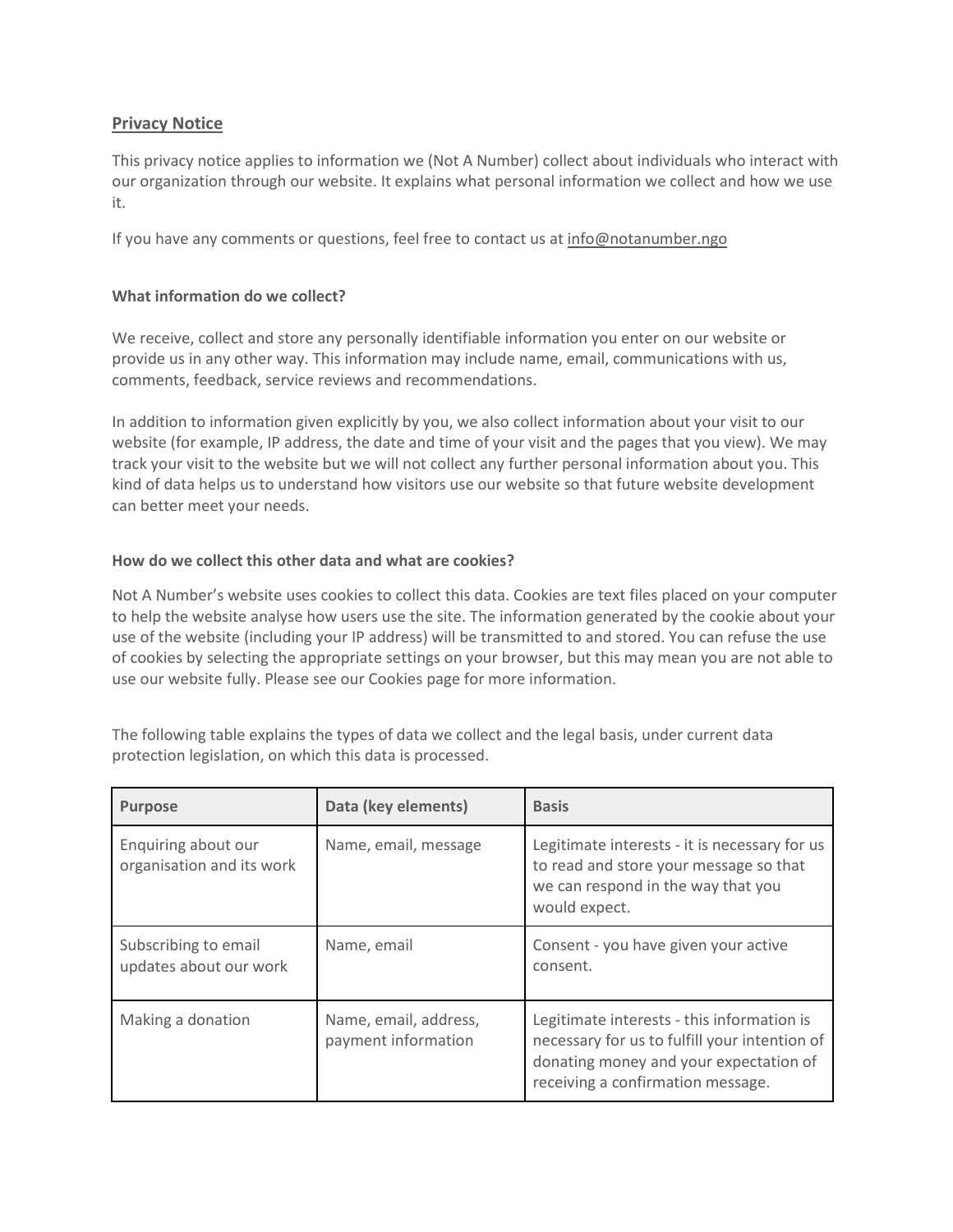## Privacy Notice

This privacy notice applies to information we (Not A Number) collect about individuals who interact with our organization through our website. It explains what personal information we collect and how we use it.

If you have any comments or questions, feel free to contact us at info@notanumber.ngo

### What information do we collect?

We receive, collect and store any personally identifiable information you enter on our website or provide us in any other way. This information may include name, email, communications with us, comments, feedback, service reviews and recommendations.

In addition to information given explicitly by you, we also collect information about your visit to our website (for example, IP address, the date and time of your visit and the pages that you view). We may track your visit to the website but we will not collect any further personal information about you. This kind of data helps us to understand how visitors use our website so that future website development can better meet your needs.

### How do we collect this other data and what are cookies?

Not A Number's website uses cookies to collect this data. Cookies are text files placed on your computer to help the website analyse how users use the site. The information generated by the cookie about your use of the website (including your IP address) will be transmitted to and stored. You can refuse the use of cookies by selecting the appropriate settings on your browser, but this may mean you are not able to use our website fully. Please see our Cookies page for more information.

The following table explains the types of data we collect and the legal basis, under current data protection legislation, on which this data is processed.

| Purpose | Data (key elements) | Basis |
|---|---|---|
| Enquiring about our organisation and its work | Name, email, message | Legitimate interests - it is necessary for us to read and store your message so that we can respond in the way that you would expect. |
| Subscribing to email updates about our work | Name, email | Consent - you have given your active consent. |
| Making a donation | Name, email, address, payment information | Legitimate interests - this information is necessary for us to fulfill your intention of donating money and your expectation of receiving a confirmation message. |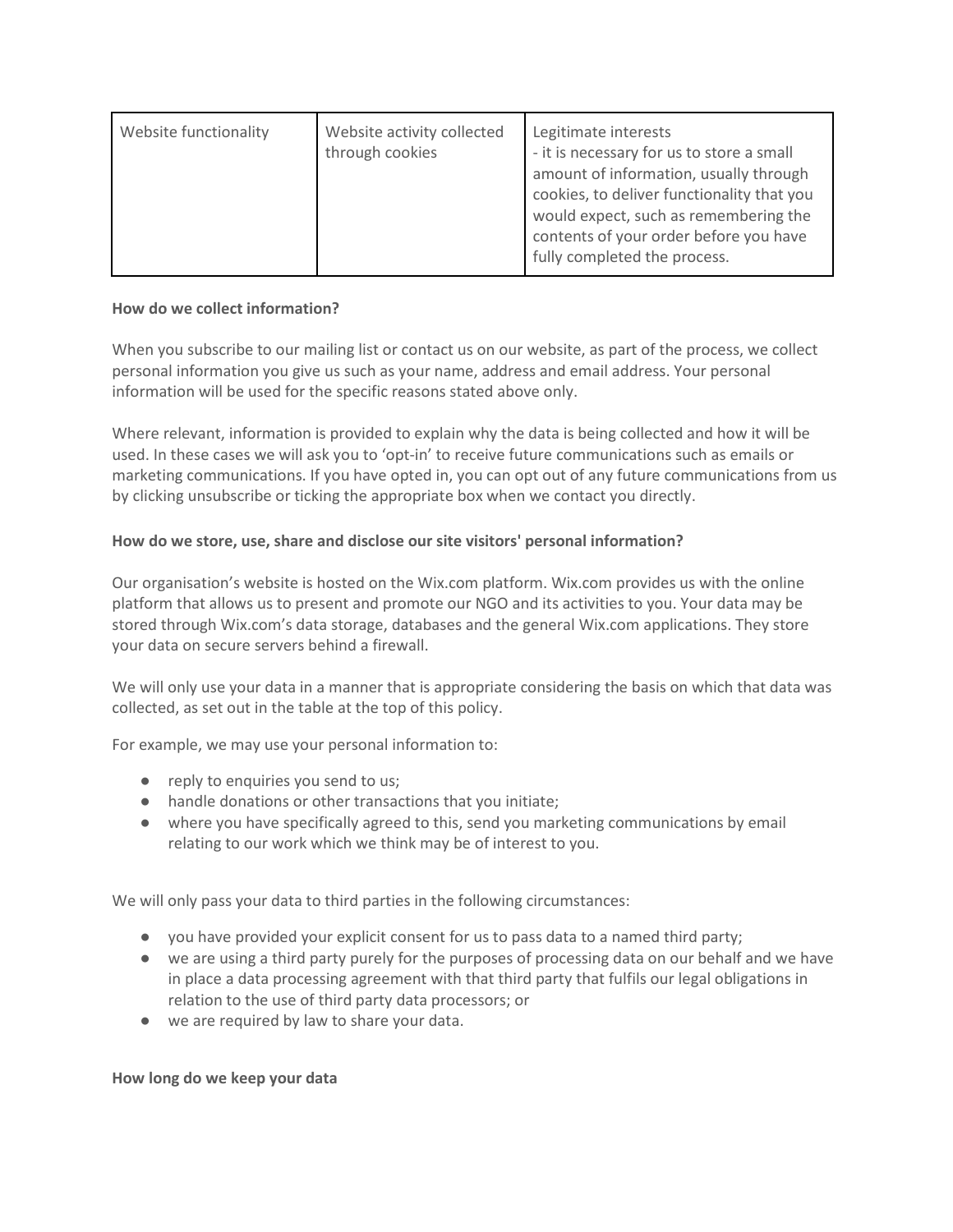| Website functionality | Website activity collected through cookies | Legitimate interests<br>- it is necessary for us to store a small amount of information, usually through cookies, to deliver functionality that you would expect, such as remembering the contents of your order before you have fully completed the process. |
|---|---|---|

**How do we collect information?**

When you subscribe to our mailing list or contact us on our website, as part of the process, we collect personal information you give us such as your name, address and email address. Your personal information will be used for the specific reasons stated above only.

Where relevant, information is provided to explain why the data is being collected and how it will be used. In these cases we will ask you to 'opt-in' to receive future communications such as emails or marketing communications. If you have opted in, you can opt out of any future communications from us by clicking unsubscribe or ticking the appropriate box when we contact you directly.

**How do we store, use, share and disclose our site visitors' personal information?**

Our organisation's website is hosted on the Wix.com platform. Wix.com provides us with the online platform that allows us to present and promote our NGO and its activities to you. Your data may be stored through Wix.com's data storage, databases and the general Wix.com applications. They store your data on secure servers behind a firewall.

We will only use your data in a manner that is appropriate considering the basis on which that data was collected, as set out in the table at the top of this policy.

For example, we may use your personal information to:

- reply to enquiries you send to us;
- handle donations or other transactions that you initiate;
- where you have specifically agreed to this, send you marketing communications by email relating to our work which we think may be of interest to you.

We will only pass your data to third parties in the following circumstances:

- you have provided your explicit consent for us to pass data to a named third party;
- we are using a third party purely for the purposes of processing data on our behalf and we have in place a data processing agreement with that third party that fulfils our legal obligations in relation to the use of third party data processors; or
- we are required by law to share your data.

**How long do we keep your data**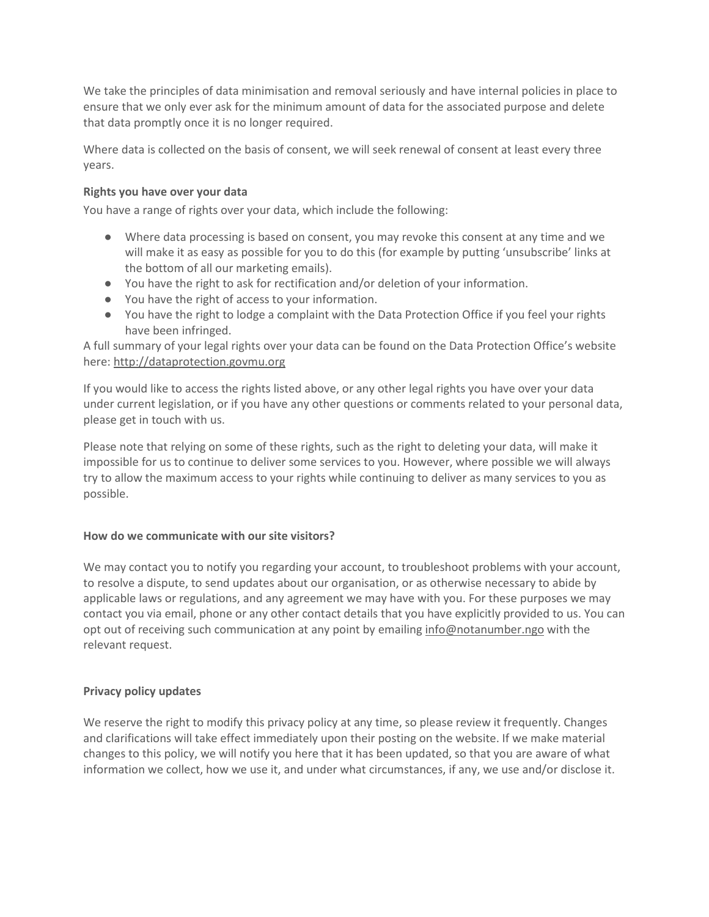We take the principles of data minimisation and removal seriously and have internal policies in place to ensure that we only ever ask for the minimum amount of data for the associated purpose and delete that data promptly once it is no longer required.

Where data is collected on the basis of consent, we will seek renewal of consent at least every three years.

**Rights you have over your data**

You have a range of rights over your data, which include the following:

- Where data processing is based on consent, you may revoke this consent at any time and we will make it as easy as possible for you to do this (for example by putting 'unsubscribe' links at the bottom of all our marketing emails).
- You have the right to ask for rectification and/or deletion of your information.
- You have the right of access to your information.
- You have the right to lodge a complaint with the Data Protection Office if you feel your rights have been infringed.

A full summary of your legal rights over your data can be found on the Data Protection Office's website here: http://dataprotection.govmu.org

If you would like to access the rights listed above, or any other legal rights you have over your data under current legislation, or if you have any other questions or comments related to your personal data, please get in touch with us.

Please note that relying on some of these rights, such as the right to deleting your data, will make it impossible for us to continue to deliver some services to you. However, where possible we will always try to allow the maximum access to your rights while continuing to deliver as many services to you as possible.

**How do we communicate with our site visitors?**

We may contact you to notify you regarding your account, to troubleshoot problems with your account, to resolve a dispute, to send updates about our organisation, or as otherwise necessary to abide by applicable laws or regulations, and any agreement we may have with you. For these purposes we may contact you via email, phone or any other contact details that you have explicitly provided to us. You can opt out of receiving such communication at any point by emailing info@notanumber.ngo with the relevant request.

**Privacy policy updates**

We reserve the right to modify this privacy policy at any time, so please review it frequently. Changes and clarifications will take effect immediately upon their posting on the website. If we make material changes to this policy, we will notify you here that it has been updated, so that you are aware of what information we collect, how we use it, and under what circumstances, if any, we use and/or disclose it.